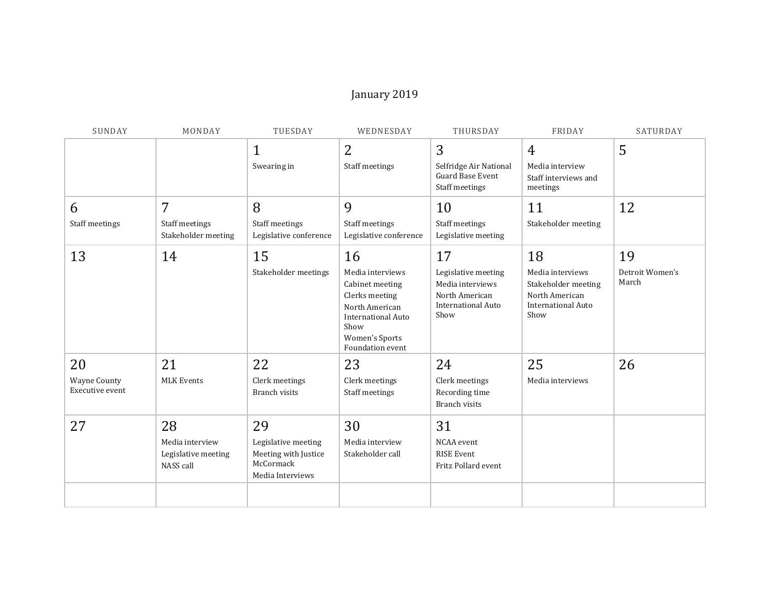# January 2019

| SUNDAY | MONDAY | TUESDAY | WEDNESDAY | THURSDAY | FRIDAY | SATURDAY |
|---|---|---|---|---|---|---|
| | | 1<br>Swearing in | 2<br>Staff meetings | 3<br>Selfridge Air National Guard Base Event<br>Staff meetings | 4<br>Media interview<br>Staff interviews and meetings | 5 |
| 6<br>Staff meetings | 7<br>Staff meetings<br>Stakeholder meeting | 8<br>Staff meetings<br>Legislative conference | 9<br>Staff meetings<br>Legislative conference | 10<br>Staff meetings<br>Legislative meeting | 11<br>Stakeholder meeting | 12 |
| 13 | 14 | 15<br>Stakeholder meetings | 16<br>Media interviews<br>Cabinet meeting<br>Clerks meeting<br>North American International Auto Show<br>Women's Sports Foundation event | 17<br>Legislative meeting<br>Media interviews<br>North American International Auto Show | 18<br>Media interviews<br>Stakeholder meeting<br>North American International Auto Show | 19<br>Detroit Women's March |
| 20<br>Wayne County Executive event | 21<br>MLK Events | 22<br>Clerk meetings<br>Branch visits | 23<br>Clerk meetings<br>Staff meetings | 24<br>Clerk meetings<br>Recording time<br>Branch visits | 25<br>Media interviews | 26 |
| 27 | 28<br>Media interview<br>Legislative meeting<br>NASS call | 29<br>Legislative meeting<br>Meeting with Justice McCormack<br>Media Interviews | 30<br>Media interview<br>Stakeholder call | 31<br>NCAA event<br>RISE Event<br>Fritz Pollard event | | |
| | | | | | | |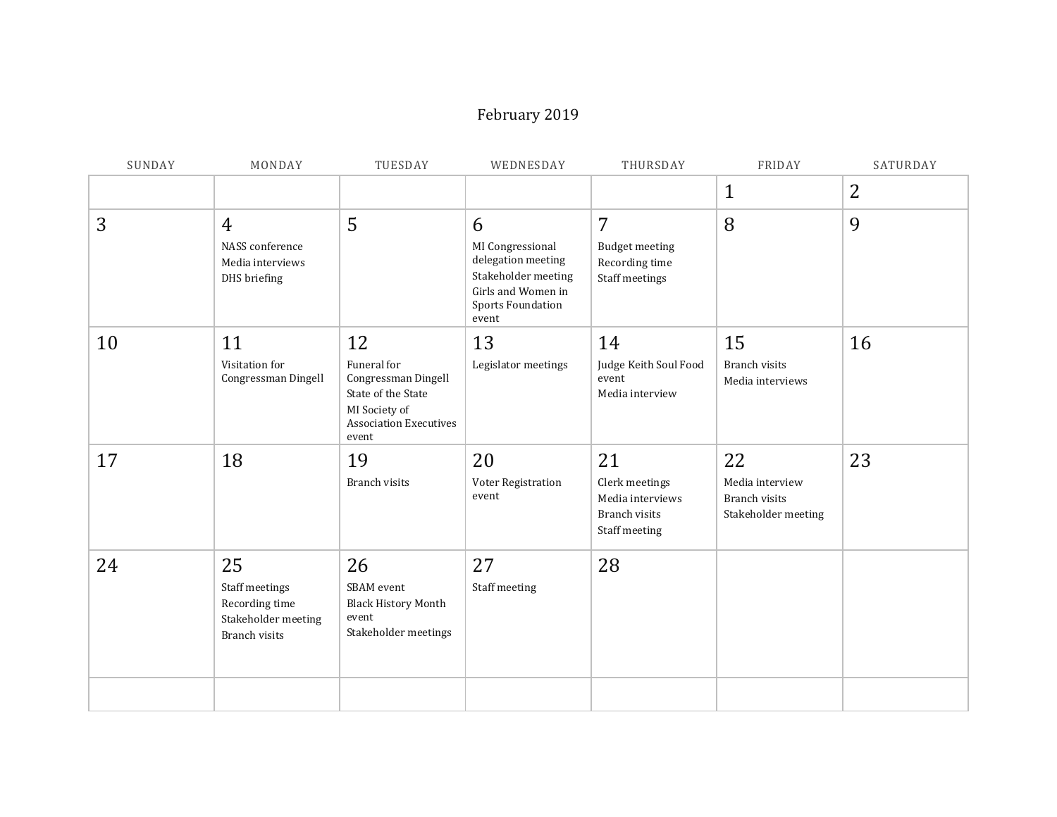# February 2019

| SUNDAY | MONDAY | TUESDAY | WEDNESDAY | THURSDAY | FRIDAY | SATURDAY |
|---|---|---|---|---|---|---|
| | | | | | 1 | 2 |
| 3 | 4<br>NASS conference<br>Media interviews<br>DHS briefing | 5 | 6<br>MI Congressional delegation meeting<br>Stakeholder meeting<br>Girls and Women in Sports Foundation event | 7<br>Budget meeting<br>Recording time<br>Staff meetings | 8 | 9 |
| 10 | 11<br>Visitation for Congressman Dingell | 12<br>Funeral for Congressman Dingell<br>State of the State<br>MI Society of Association Executives event | 13<br>Legislator meetings | 14<br>Judge Keith Soul Food event<br>Media interview | 15<br>Branch visits<br>Media interviews | 16 |
| 17 | 18 | 19<br>Branch visits | 20<br>Voter Registration event | 21<br>Clerk meetings<br>Media interviews<br>Branch visits<br>Staff meeting | 22<br>Media interview<br>Branch visits<br>Stakeholder meeting | 23 |
| 24 | 25<br>Staff meetings<br>Recording time<br>Stakeholder meeting<br>Branch visits | 26<br>SBAM event<br>Black History Month event<br>Stakeholder meetings | 27<br>Staff meeting | 28 | | |
| | | | | | | |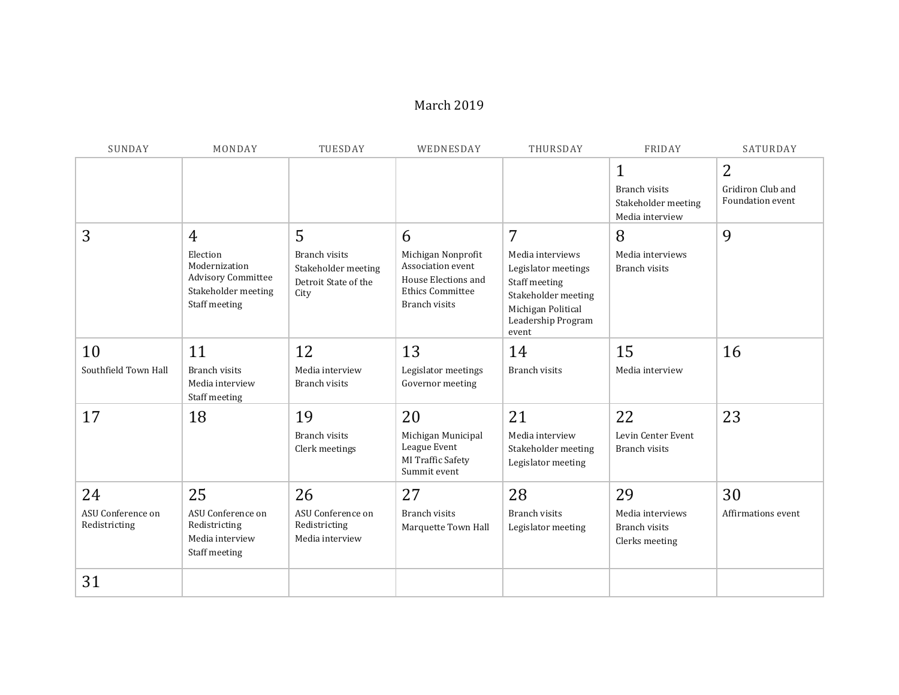# March 2019

| SUNDAY | MONDAY | TUESDAY | WEDNESDAY | THURSDAY | FRIDAY | SATURDAY |
|---|---|---|---|---|---|---|
| | | | | | 1<br>Branch visits<br>Stakeholder meeting<br>Media interview | 2<br>Gridiron Club and Foundation event |
| 3 | 4<br>Election Modernization Advisory Committee<br>Stakeholder meeting<br>Staff meeting | 5<br>Branch visits<br>Stakeholder meeting<br>Detroit State of the City | 6<br>Michigan Nonprofit Association event<br>House Elections and Ethics Committee<br>Branch visits | 7<br>Media interviews<br>Legislator meetings<br>Staff meeting<br>Stakeholder meeting<br>Michigan Political Leadership Program event | 8<br>Media interviews<br>Branch visits | 9 |
| 10<br>Southfield Town Hall | 11<br>Branch visits<br>Media interview<br>Staff meeting | 12<br>Media interview<br>Branch visits | 13<br>Legislator meetings<br>Governor meeting | 14<br>Branch visits | 15<br>Media interview | 16 |
| 17 | 18 | 19<br>Branch visits<br>Clerk meetings | 20<br>Michigan Municipal League Event<br>MI Traffic Safety Summit event | 21<br>Media interview<br>Stakeholder meeting<br>Legislator meeting | 22<br>Levin Center Event<br>Branch visits | 23 |
| 24<br>ASU Conference on Redistricting | 25<br>ASU Conference on Redistricting<br>Media interview<br>Staff meeting | 26<br>ASU Conference on Redistricting<br>Media interview | 27<br>Branch visits<br>Marquette Town Hall | 28<br>Branch visits<br>Legislator meeting | 29<br>Media interviews<br>Branch visits<br>Clerks meeting | 30<br>Affirmations event |
| 31 | | | | | | |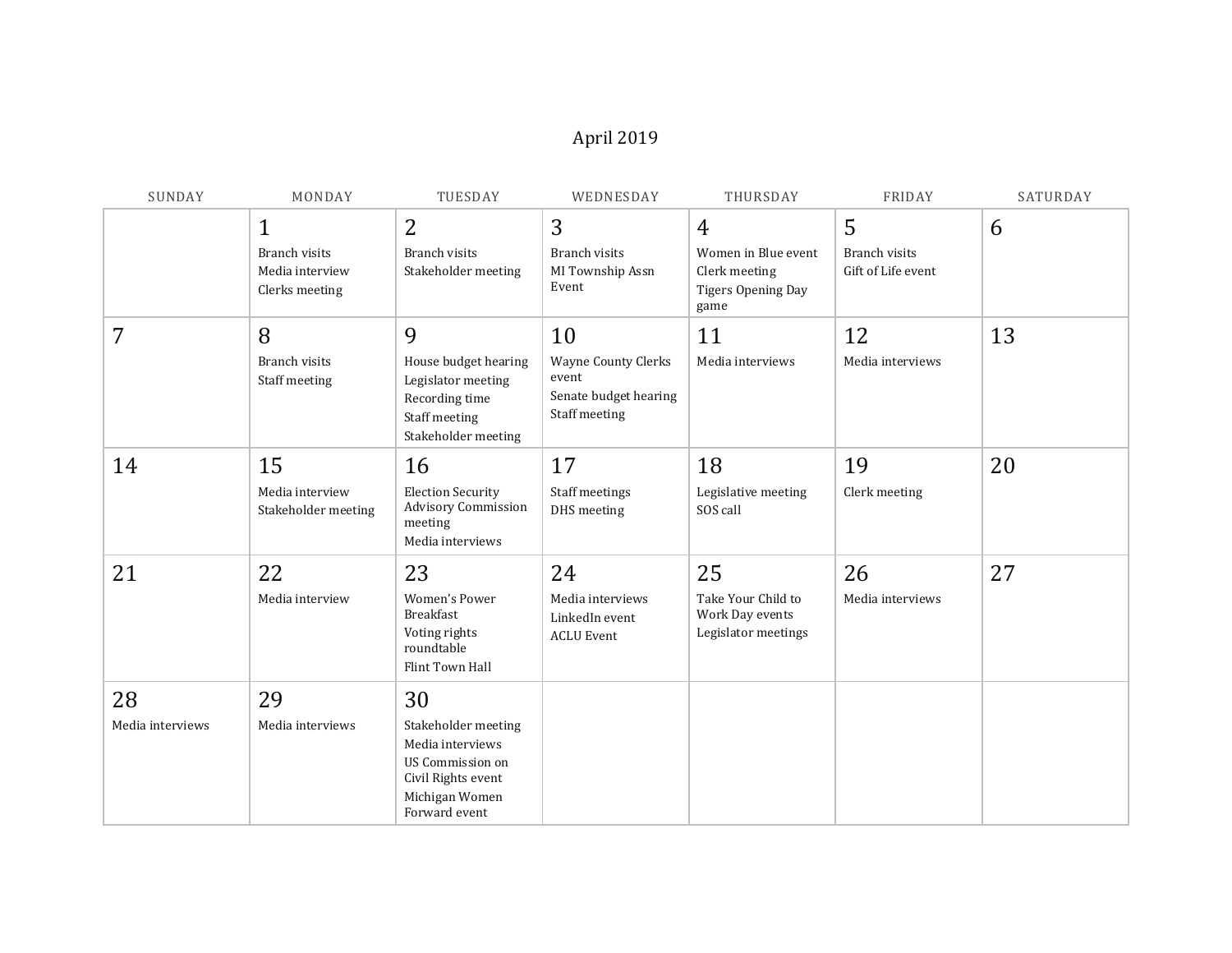# April 2019

| SUNDAY | MONDAY | TUESDAY | WEDNESDAY | THURSDAY | FRIDAY | SATURDAY |
|---|---|---|---|---|---|---|
| | 1<br>Branch visits<br>Media interview<br>Clerks meeting | 2<br>Branch visits<br>Stakeholder meeting | 3<br>Branch visits<br>MI Township Assn Event | 4<br>Women in Blue event<br>Clerk meeting<br>Tigers Opening Day game | 5<br>Branch visits<br>Gift of Life event | 6 |
| 7 | 8<br>Branch visits<br>Staff meeting | 9<br>House budget hearing<br>Legislator meeting<br>Recording time<br>Staff meeting<br>Stakeholder meeting | 10<br>Wayne County Clerks event<br>Senate budget hearing<br>Staff meeting | 11<br>Media interviews | 12<br>Media interviews | 13 |
| 14 | 15<br>Media interview<br>Stakeholder meeting | 16<br>Election Security Advisory Commission meeting<br>Media interviews | 17<br>Staff meetings<br>DHS meeting | 18<br>Legislative meeting<br>SOS call | 19<br>Clerk meeting | 20 |
| 21 | 22<br>Media interview | 23<br>Women's Power Breakfast<br>Voting rights roundtable<br>Flint Town Hall | 24<br>Media interviews<br>LinkedIn event<br>ACLU Event | 25<br>Take Your Child to Work Day events<br>Legislator meetings | 26<br>Media interviews | 27 |
| 28<br>Media interviews | 29<br>Media interviews | 30<br>Stakeholder meeting<br>Media interviews<br>US Commission on Civil Rights event<br>Michigan Women Forward event | | | | |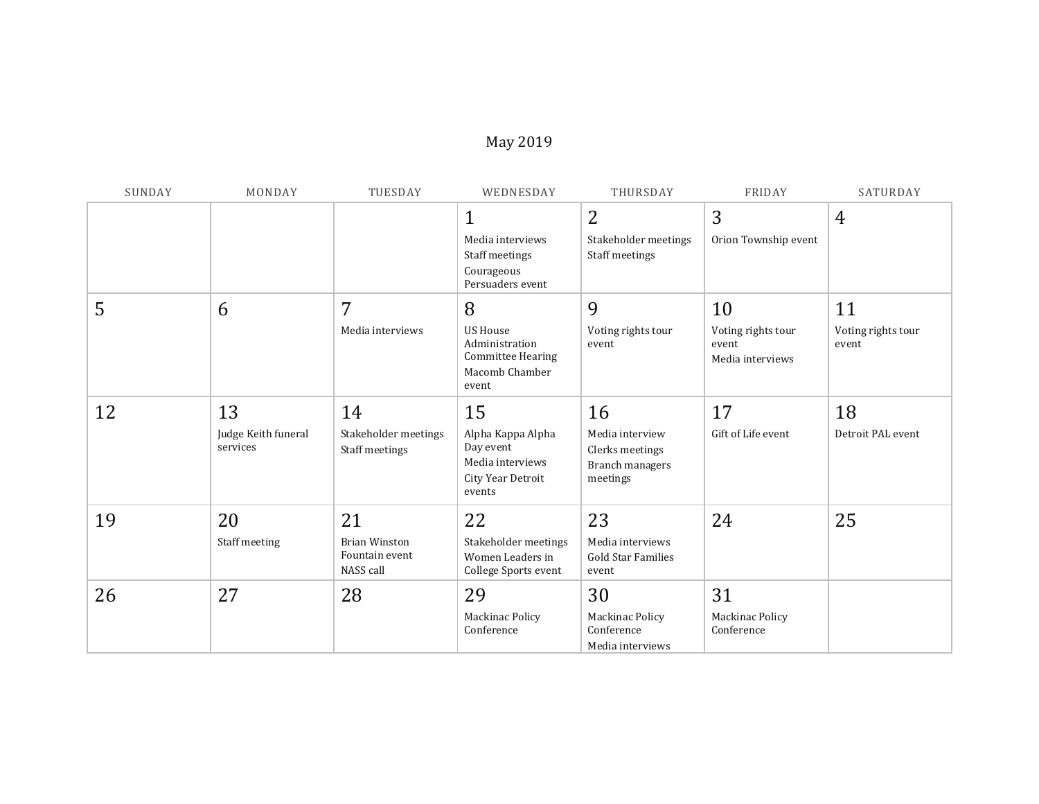# May 2019

| SUNDAY | MONDAY | TUESDAY | WEDNESDAY | THURSDAY | FRIDAY | SATURDAY |
|---|---|---|---|---|---|---|
| | | | 1<br>Media interviews<br>Staff meetings<br>Courageous Persuaders event | 2<br>Stakeholder meetings<br>Staff meetings | 3<br>Orion Township event | 4 |
| 5 | 6 | 7<br>Media interviews | 8<br>US House Administration Committee Hearing<br>Macomb Chamber event | 9<br>Voting rights tour event | 10<br>Voting rights tour event<br>Media interviews | 11<br>Voting rights tour event |
| 12 | 13<br>Judge Keith funeral services | 14<br>Stakeholder meetings<br>Staff meetings | 15<br>Alpha Kappa Alpha Day event<br>Media interviews<br>City Year Detroit events | 16<br>Media interview<br>Clerks meetings<br>Branch managers meetings | 17<br>Gift of Life event | 18<br>Detroit PAL event |
| 19 | 20<br>Staff meeting | 21<br>Brian Winston Fountain event<br>NASS call | 22<br>Stakeholder meetings<br>Women Leaders in College Sports event | 23<br>Media interviews<br>Gold Star Families event | 24 | 25 |
| 26 | 27 | 28 | 29<br>Mackinac Policy Conference | 30<br>Mackinac Policy Conference<br>Media interviews | 31<br>Mackinac Policy Conference | |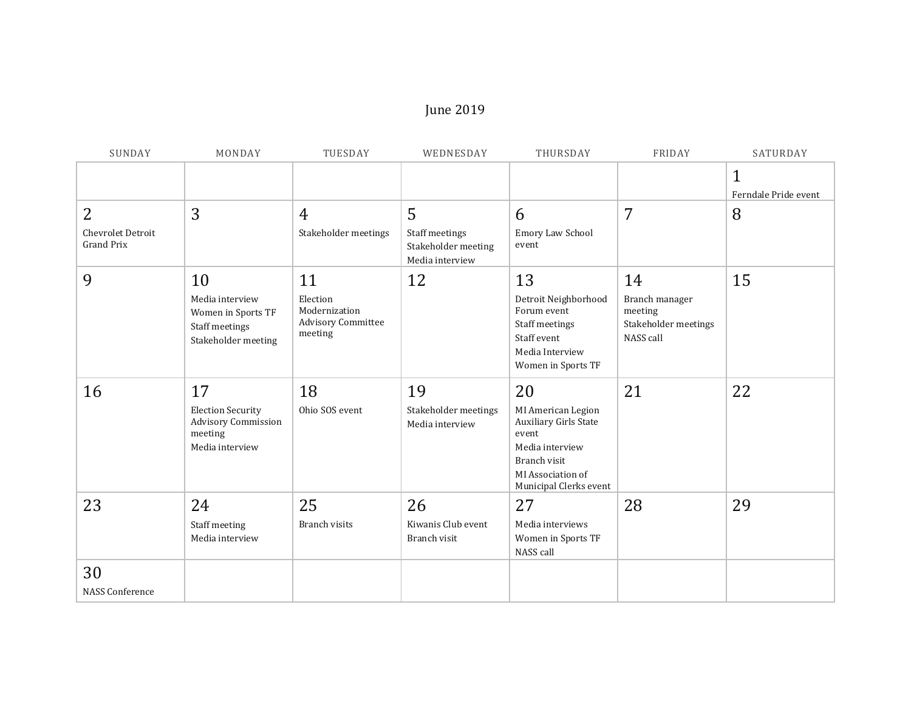June 2019

| SUNDAY | MONDAY | TUESDAY | WEDNESDAY | THURSDAY | FRIDAY | SATURDAY |
|---|---|---|---|---|---|---|
| | | | | | | 1<br>Ferndale Pride event |
| 2<br>Chevrolet Detroit Grand Prix | 3 | 4<br>Stakeholder meetings | 5<br>Staff meetings<br>Stakeholder meeting<br>Media interview | 6<br>Emory Law School event | 7 | 8 |
| 9 | 10<br>Media interview<br>Women in Sports TF<br>Staff meetings<br>Stakeholder meeting | 11<br>Election Modernization Advisory Committee meeting | 12 | 13<br>Detroit Neighborhood Forum event<br>Staff meetings<br>Staff event<br>Media Interview<br>Women in Sports TF | 14<br>Branch manager meeting<br>Stakeholder meetings<br>NASS call | 15 |
| 16 | 17<br>Election Security Advisory Commission meeting<br>Media interview | 18<br>Ohio SOS event | 19<br>Stakeholder meetings<br>Media interview | 20<br>MI American Legion Auxiliary Girls State event<br>Media interview<br>Branch visit<br>MI Association of Municipal Clerks event | 21 | 22 |
| 23 | 24<br>Staff meeting<br>Media interview | 25<br>Branch visits | 26<br>Kiwanis Club event<br>Branch visit | 27<br>Media interviews<br>Women in Sports TF<br>NASS call | 28 | 29 |
| 30<br>NASS Conference | | | | | | |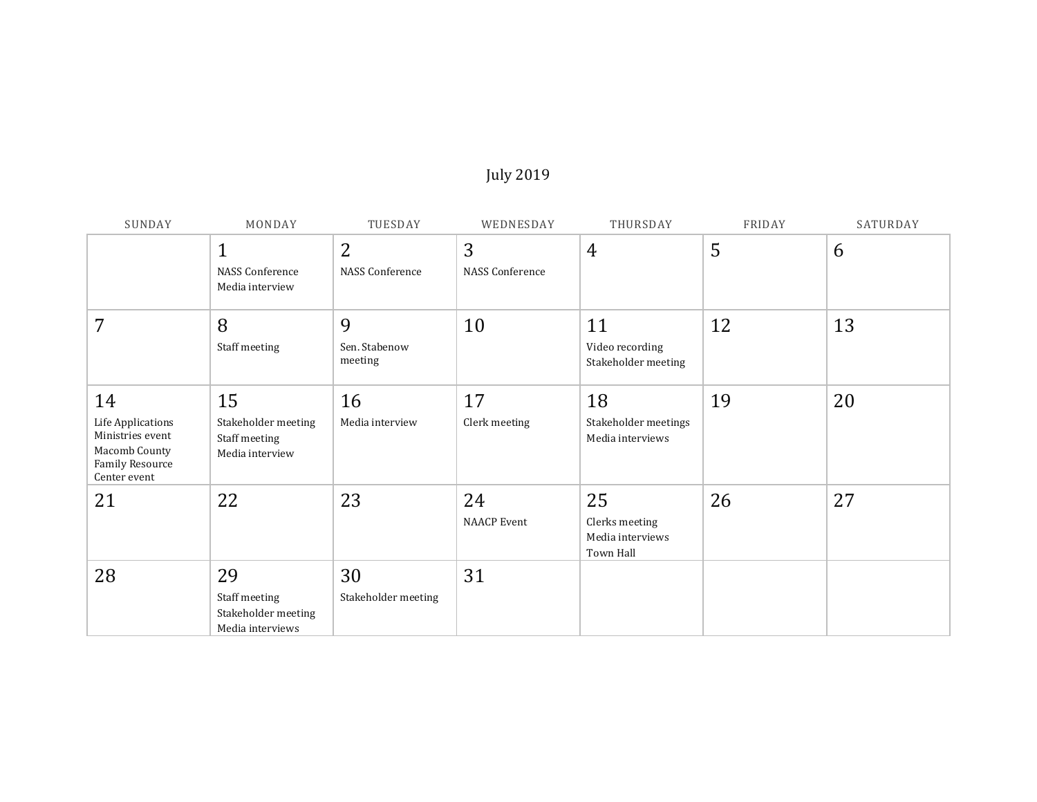# July 2019

| SUNDAY | MONDAY | TUESDAY | WEDNESDAY | THURSDAY | FRIDAY | SATURDAY |
|---|---|---|---|---|---|---|
| | 1<br>NASS Conference<br>Media interview | 2<br>NASS Conference | 3<br>NASS Conference | 4 | 5 | 6 |
| 7 | 8<br>Staff meeting | 9<br>Sen. Stabenow meeting | 10 | 11<br>Video recording<br>Stakeholder meeting | 12 | 13 |
| 14<br>Life Applications Ministries event<br>Macomb County Family Resource Center event | 15<br>Stakeholder meeting<br>Staff meeting<br>Media interview | 16<br>Media interview | 17<br>Clerk meeting | 18<br>Stakeholder meetings<br>Media interviews | 19 | 20 |
| 21 | 22 | 23 | 24<br>NAACP Event | 25<br>Clerks meeting<br>Media interviews<br>Town Hall | 26 | 27 |
| 28 | 29<br>Staff meeting<br>Stakeholder meeting<br>Media interviews | 30<br>Stakeholder meeting | 31 | | | |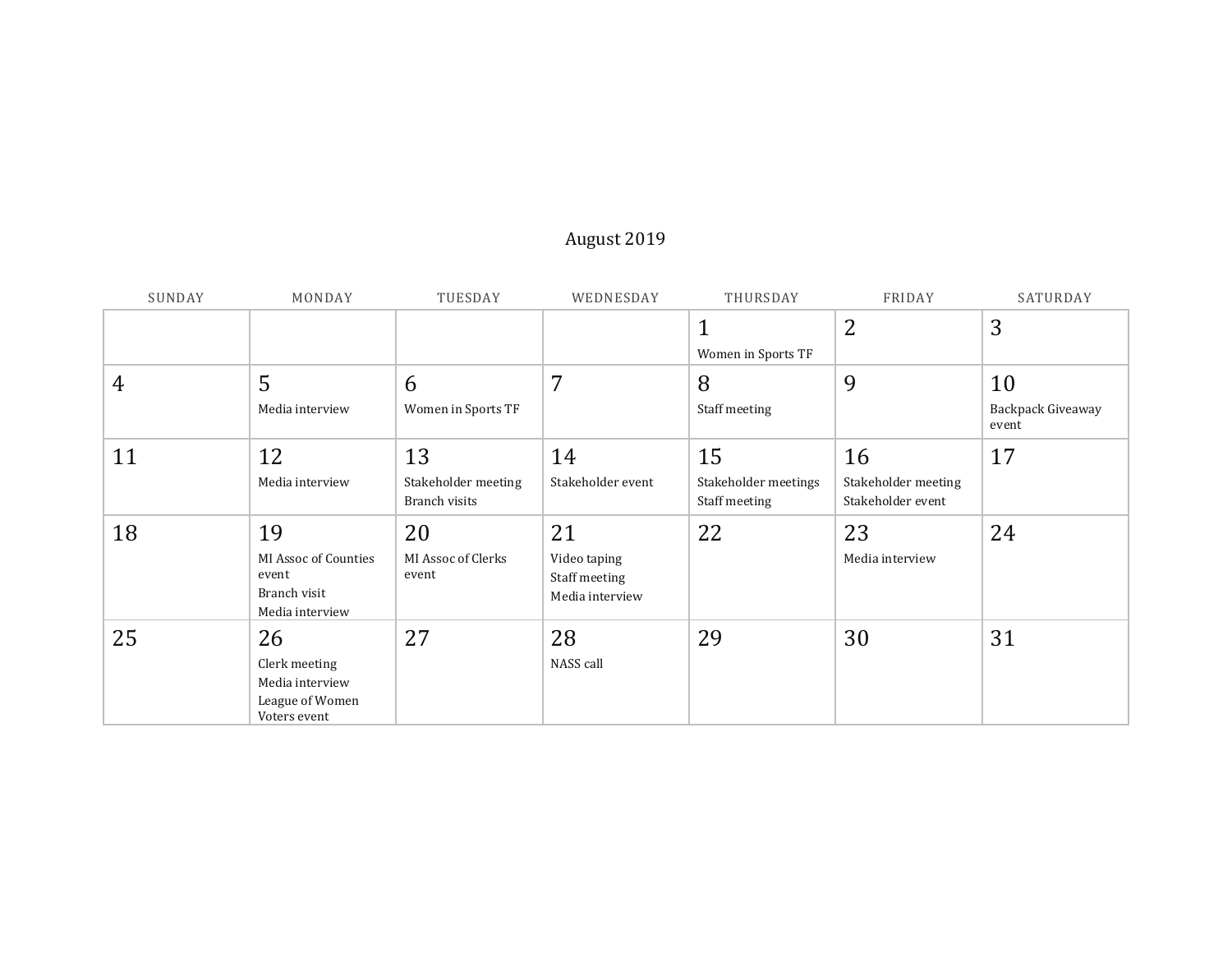# August 2019

| SUNDAY | MONDAY | TUESDAY | WEDNESDAY | THURSDAY | FRIDAY | SATURDAY |
| --- | --- | --- | --- | --- | --- | --- |
| | | | | 1<br>Women in Sports TF | 2 | 3 |
| 4 | 5<br>Media interview | 6<br>Women in Sports TF | 7 | 8<br>Staff meeting | 9 | 10<br>Backpack Giveaway event |
| 11 | 12<br>Media interview | 13<br>Stakeholder meeting<br>Branch visits | 14<br>Stakeholder event | 15<br>Stakeholder meetings<br>Staff meeting | 16<br>Stakeholder meeting<br>Stakeholder event | 17 |
| 18 | 19<br>MI Assoc of Counties event<br>Branch visit<br>Media interview | 20<br>MI Assoc of Clerks event | 21<br>Video taping<br>Staff meeting<br>Media interview | 22 | 23<br>Media interview | 24 |
| 25 | 26<br>Clerk meeting<br>Media interview<br>League of Women Voters event | 27 | 28<br>NASS call | 29 | 30 | 31 |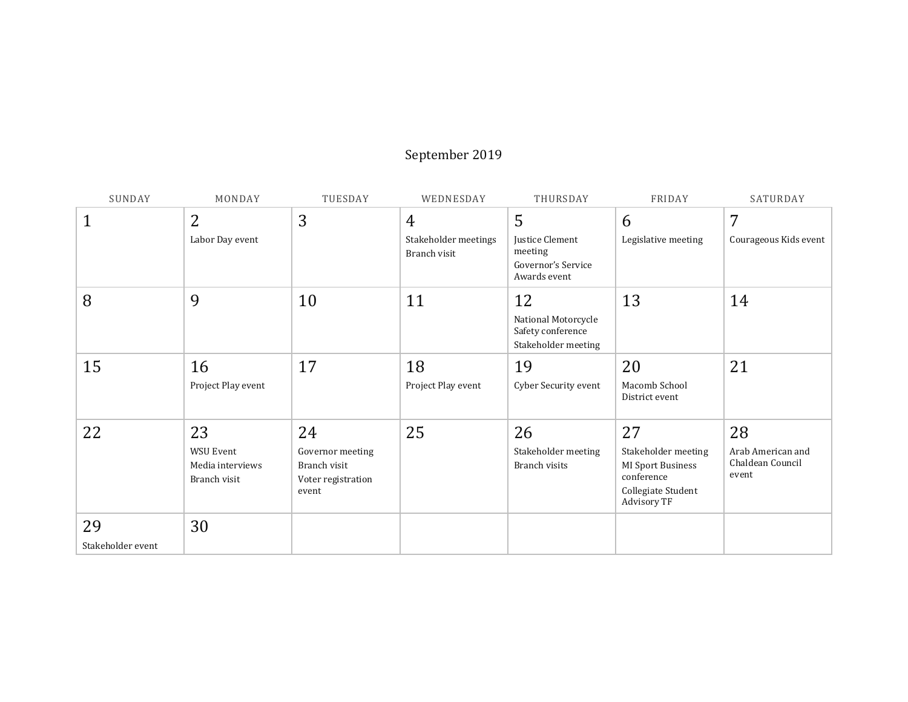# September 2019

| SUNDAY | MONDAY | TUESDAY | WEDNESDAY | THURSDAY | FRIDAY | SATURDAY |
|---|---|---|---|---|---|---|
| 1 | 2<br>Labor Day event | 3 | 4<br>Stakeholder meetings<br>Branch visit | 5<br>Justice Clement meeting<br>Governor's Service Awards event | 6<br>Legislative meeting | 7<br>Courageous Kids event |
| 8 | 9 | 10 | 11 | 12<br>National Motorcycle Safety conference<br>Stakeholder meeting | 13 | 14 |
| 15 | 16<br>Project Play event | 17 | 18<br>Project Play event | 19<br>Cyber Security event | 20<br>Macomb School District event | 21 |
| 22 | 23<br>WSU Event<br>Media interviews<br>Branch visit | 24<br>Governor meeting<br>Branch visit<br>Voter registration event | 25 | 26<br>Stakeholder meeting<br>Branch visits | 27<br>Stakeholder meeting<br>MI Sport Business conference<br>Collegiate Student Advisory TF | 28<br>Arab American and Chaldean Council event |
| 29<br>Stakeholder event | 30 | | | | | |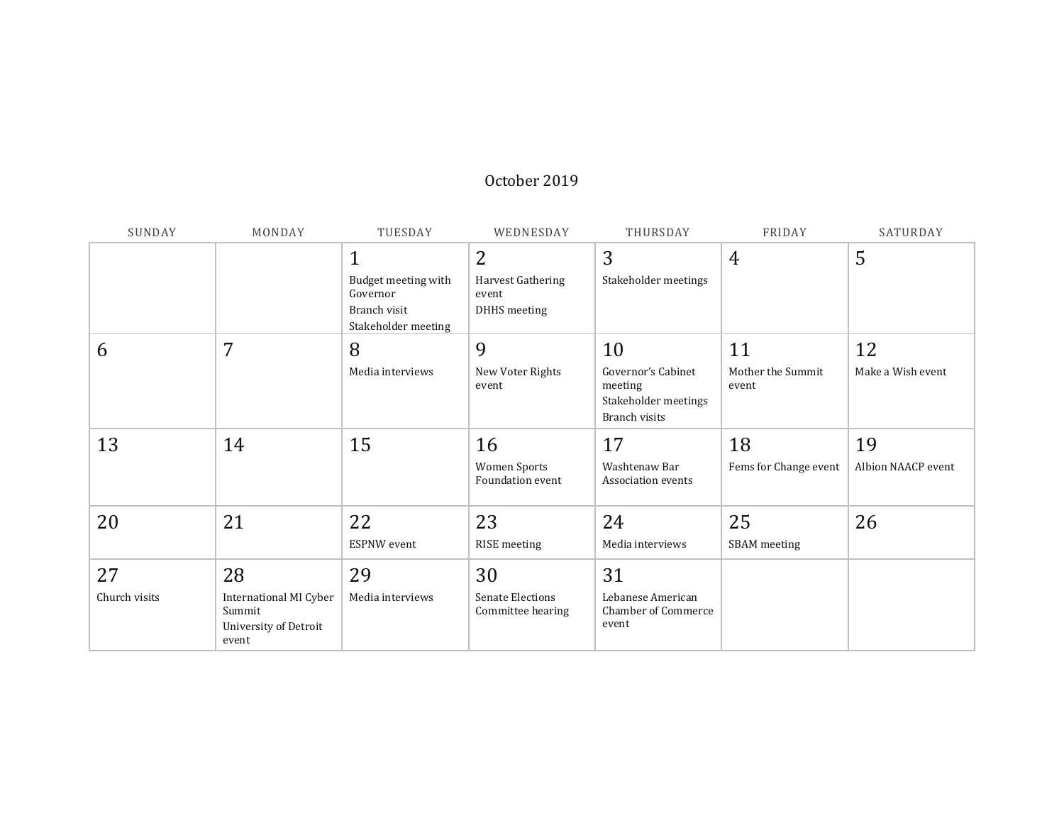# October 2019

| SUNDAY | MONDAY | TUESDAY | WEDNESDAY | THURSDAY | FRIDAY | SATURDAY |
|---|---|---|---|---|---|---|
| | | 1<br>Budget meeting with Governor<br>Branch visit<br>Stakeholder meeting | 2<br>Harvest Gathering event<br>DHHS meeting | 3<br>Stakeholder meetings | 4 | 5 |
| 6 | 7 | 8<br>Media interviews | 9<br>New Voter Rights event | 10<br>Governor's Cabinet meeting<br>Stakeholder meetings<br>Branch visits | 11<br>Mother the Summit event | 12<br>Make a Wish event |
| 13 | 14 | 15 | 16<br>Women Sports Foundation event | 17<br>Washtenaw Bar Association events | 18<br>Fems for Change event | 19<br>Albion NAACP event |
| 20 | 21 | 22<br>ESPNW event | 23<br>RISE meeting | 24<br>Media interviews | 25<br>SBAM meeting | 26 |
| 27<br>Church visits | 28<br>International MI Cyber Summit<br>University of Detroit event | 29<br>Media interviews | 30<br>Senate Elections Committee hearing | 31<br>Lebanese American Chamber of Commerce event | | |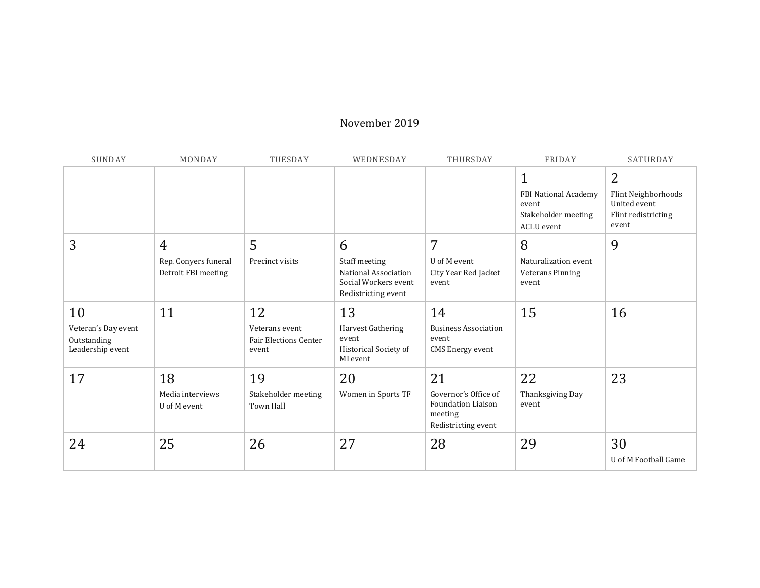November 2019

| SUNDAY | MONDAY | TUESDAY | WEDNESDAY | THURSDAY | FRIDAY | SATURDAY |
| --- | --- | --- | --- | --- | --- | --- |
| | | | | | 1<br>FBI National Academy event<br>Stakeholder meeting<br>ACLU event | 2<br>Flint Neighborhoods United event<br>Flint redistricting event |
| 3 | 4<br>Rep. Conyers funeral<br>Detroit FBI meeting | 5<br>Precinct visits | 6<br>Staff meeting<br>National Association Social Workers event<br>Redistricting event | 7<br>U of M event<br>City Year Red Jacket event | 8<br>Naturalization event<br>Veterans Pinning event | 9 |
| 10<br>Veteran's Day event<br>Outstanding Leadership event | 11 | 12<br>Veterans event<br>Fair Elections Center event | 13<br>Harvest Gathering event<br>Historical Society of MI event | 14<br>Business Association event<br>CMS Energy event | 15 | 16 |
| 17 | 18<br>Media interviews<br>U of M event | 19<br>Stakeholder meeting<br>Town Hall | 20<br>Women in Sports TF | 21<br>Governor's Office of Foundation Liaison meeting<br>Redistricting event | 22<br>Thanksgiving Day event | 23 |
| 24 | 25 | 26 | 27 | 28 | 29 | 30<br>U of M Football Game |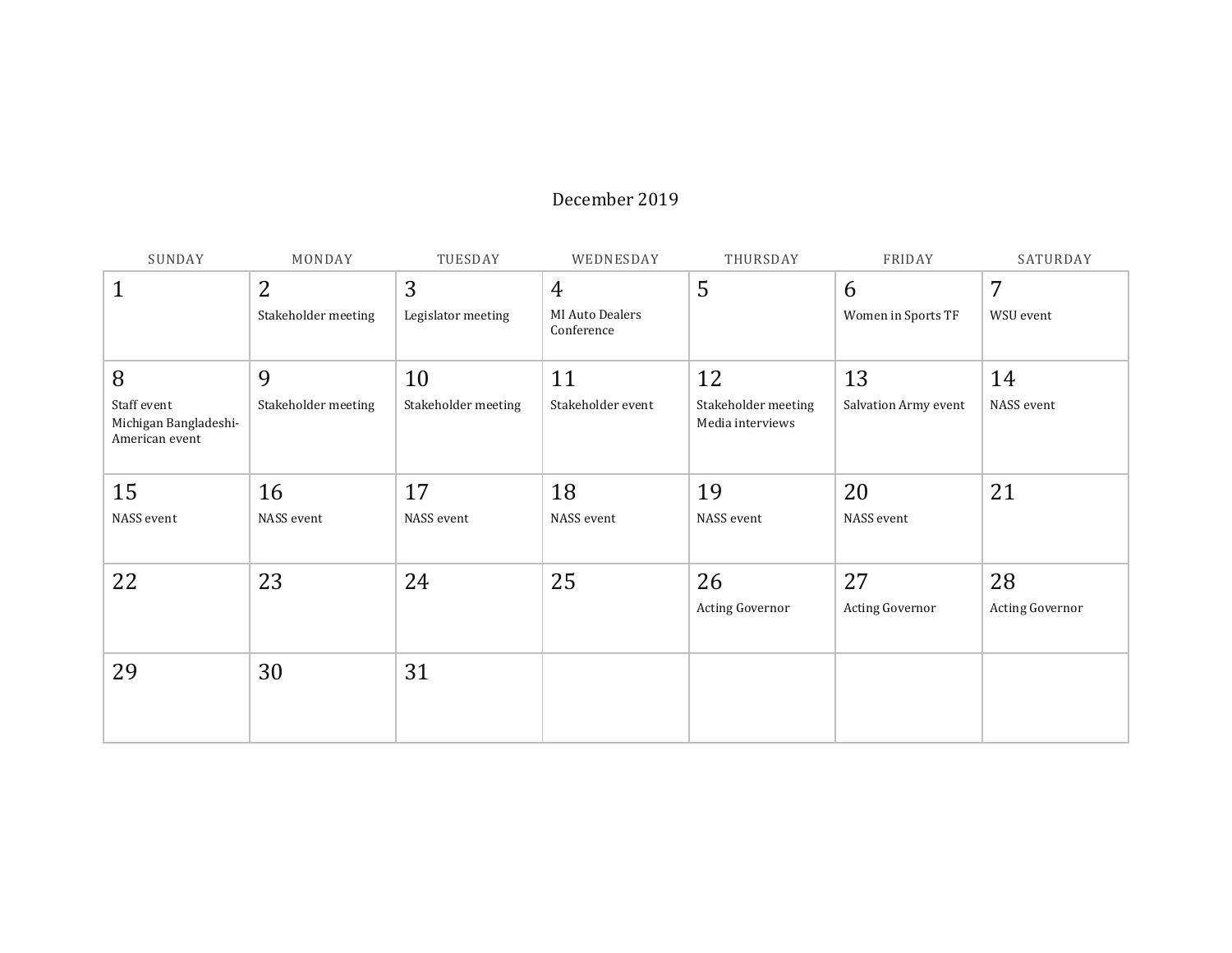December 2019

| SUNDAY | MONDAY | TUESDAY | WEDNESDAY | THURSDAY | FRIDAY | SATURDAY |
|---|---|---|---|---|---|---|
| 1 | 2<br>Stakeholder meeting | 3<br>Legislator meeting | 4<br>MI Auto Dealers Conference | 5 | 6<br>Women in Sports TF | 7<br>WSU event |
| 8<br>Staff event<br>Michigan Bangladeshi-American event | 9<br>Stakeholder meeting | 10<br>Stakeholder meeting | 11<br>Stakeholder event | 12<br>Stakeholder meeting<br>Media interviews | 13<br>Salvation Army event | 14<br>NASS event |
| 15<br>NASS event | 16<br>NASS event | 17<br>NASS event | 18<br>NASS event | 19<br>NASS event | 20<br>NASS event | 21 |
| 22 | 23 | 24 | 25 | 26<br>Acting Governor | 27<br>Acting Governor | 28<br>Acting Governor |
| 29 | 30 | 31 | | | | |